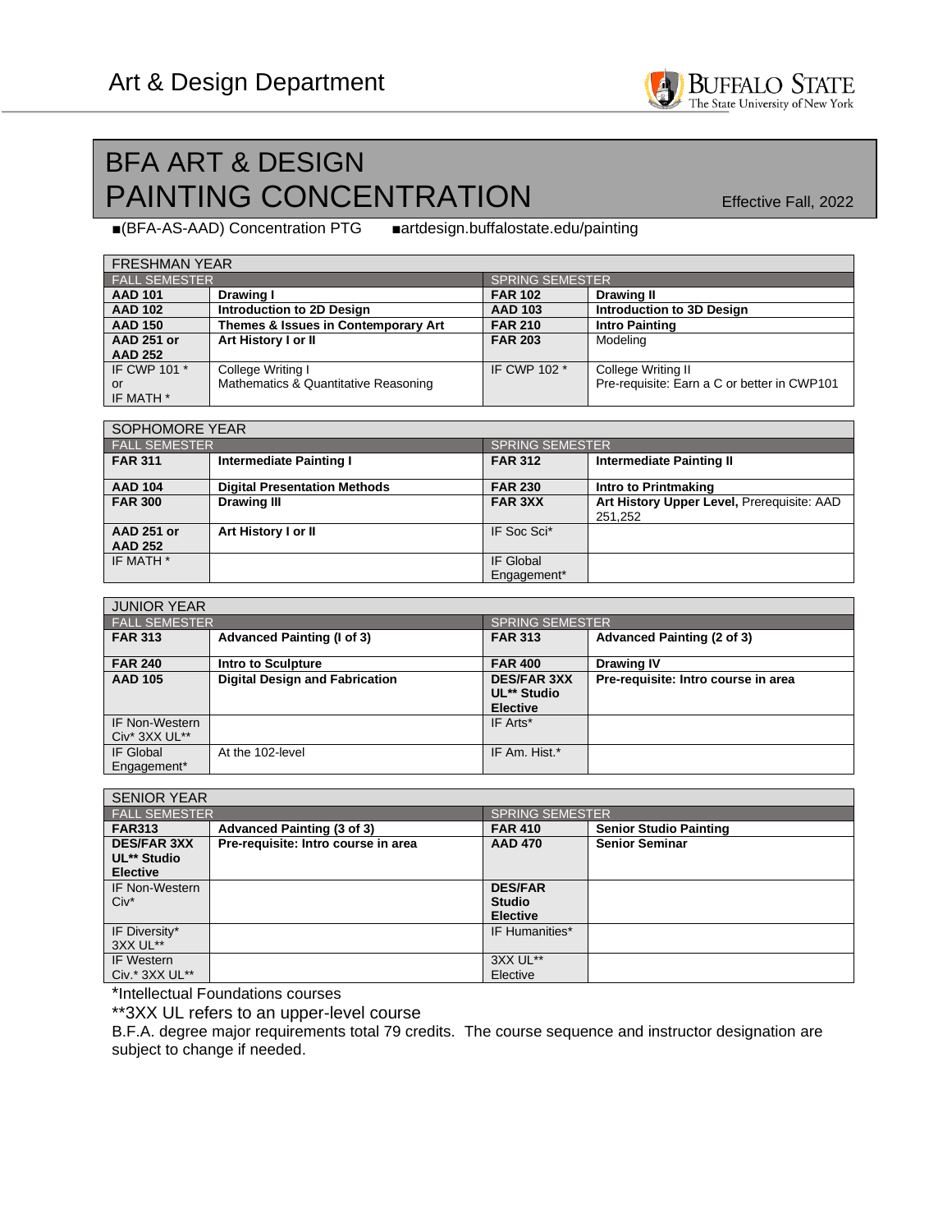Art & Design Department

# BFA ART & DESIGN PAINTING CONCENTRATION

Effective Fall, 2022

■(BFA-AS-AAD) Concentration PTG ■artdesign.buffalostate.edu/painting

| FRESHMAN YEAR | | | |
|---|---|---|---|
| FALL SEMESTER | | SPRING SEMESTER | |
| **AAD 101** | **Drawing I** | **FAR 102** | **Drawing II** |
| **AAD 102** | **Introduction to 2D Design** | **AAD 103** | **Introduction to 3D Design** |
| **AAD 150** | **Themes & Issues in Contemporary Art** | **FAR 210** | **Intro Painting** |
| **AAD 251 or AAD 252** | **Art History I or II** | **FAR 203** | Modeling |
| IF CWP 101 * or IF MATH * | College Writing I<br>Mathematics & Quantitative Reasoning | IF CWP 102 * | College Writing II<br>Pre-requisite: Earn a C or better in CWP101 |

| SOPHOMORE YEAR | | | |
|---|---|---|---|
| FALL SEMESTER | | SPRING SEMESTER | |
| **FAR 311** | **Intermediate Painting I** | **FAR 312** | **Intermediate Painting II** |
| **AAD 104** | **Digital Presentation Methods** | **FAR 230** | **Intro to Printmaking** |
| **FAR 300** | **Drawing III** | **FAR 3XX** | **Art History Upper Level,** Prerequisite: AAD 251,252 |
| **AAD 251 or AAD 252** | **Art History I or II** | IF Soc Sci* | |
| IF MATH * | | IF Global Engagement* | |

| JUNIOR YEAR | | | |
|---|---|---|---|
| FALL SEMESTER | | SPRING SEMESTER | |
| **FAR 313** | **Advanced Painting (I of 3)** | **FAR 313** | **Advanced Painting (2 of 3)** |
| **FAR 240** | **Intro to Sculpture** | **FAR 400** | **Drawing IV** |
| **AAD 105** | **Digital Design and Fabrication** | **DES/FAR 3XX UL** Studio Elective** | **Pre-requisite: Intro course in area** |
| IF Non-Western Civ* 3XX UL** | | IF Arts* | |
| IF Global Engagement* | At the 102-level | IF Am. Hist.* | |

| SENIOR YEAR | | | |
|---|---|---|---|
| FALL SEMESTER | | SPRING SEMESTER | |
| **FAR313** | **Advanced Painting (3 of 3)** | **FAR 410** | **Senior Studio Painting** |
| **DES/FAR 3XX UL** Studio Elective** | **Pre-requisite: Intro course in area** | **AAD 470** | **Senior Seminar** |
| IF Non-Western Civ* | | **DES/FAR Studio Elective** | |
| IF Diversity* 3XX UL** | | IF Humanities* | |
| IF Western Civ.* 3XX UL** | | 3XX UL** Elective | |

*Intellectual Foundations courses

**3XX UL refers to an upper-level course

B.F.A. degree major requirements total 79 credits. The course sequence and instructor designation are subject to change if needed.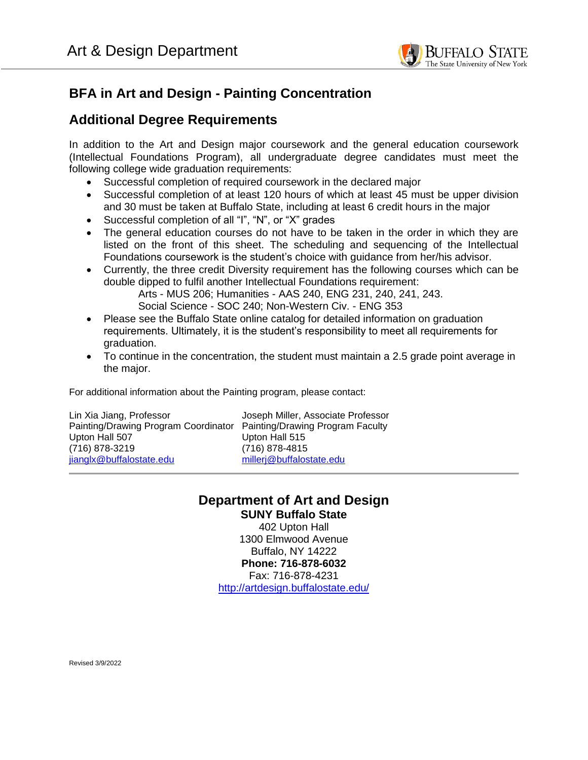# BFA in Art and Design - Painting Concentration

## Additional Degree Requirements

In addition to the Art and Design major coursework and the general education coursework (Intellectual Foundations Program), all undergraduate degree candidates must meet the following college wide graduation requirements:

- Successful completion of required coursework in the declared major
- Successful completion of at least 120 hours of which at least 45 must be upper division and 30 must be taken at Buffalo State, including at least 6 credit hours in the major
- Successful completion of all "I", "N", or "X" grades
- The general education courses do not have to be taken in the order in which they are listed on the front of this sheet. The scheduling and sequencing of the Intellectual Foundations coursework is the student's choice with guidance from her/his advisor.
- Currently, the three credit Diversity requirement has the following courses which can be double dipped to fulfil another Intellectual Foundations requirement:
  Arts - MUS 206; Humanities - AAS 240, ENG 231, 240, 241, 243.
  Social Science - SOC 240; Non-Western Civ. - ENG 353
- Please see the Buffalo State online catalog for detailed information on graduation requirements. Ultimately, it is the student's responsibility to meet all requirements for graduation.
- To continue in the concentration, the student must maintain a 2.5 grade point average in the major.

For additional information about the Painting program, please contact:

Lin Xia Jiang, Professor
Painting/Drawing Program Coordinator
Upton Hall 507
(716) 878-3219
jianglx@buffalostate.edu

Joseph Miller, Associate Professor
Painting/Drawing Program Faculty
Upton Hall 515
(716) 878-4815
millerj@buffalostate.edu

---

**Department of Art and Design**
**SUNY Buffalo State**
402 Upton Hall
1300 Elmwood Avenue
Buffalo, NY 14222
**Phone: 716-878-6032**
Fax: 716-878-4231
http://artdesign.buffalostate.edu/

Revised 3/9/2022